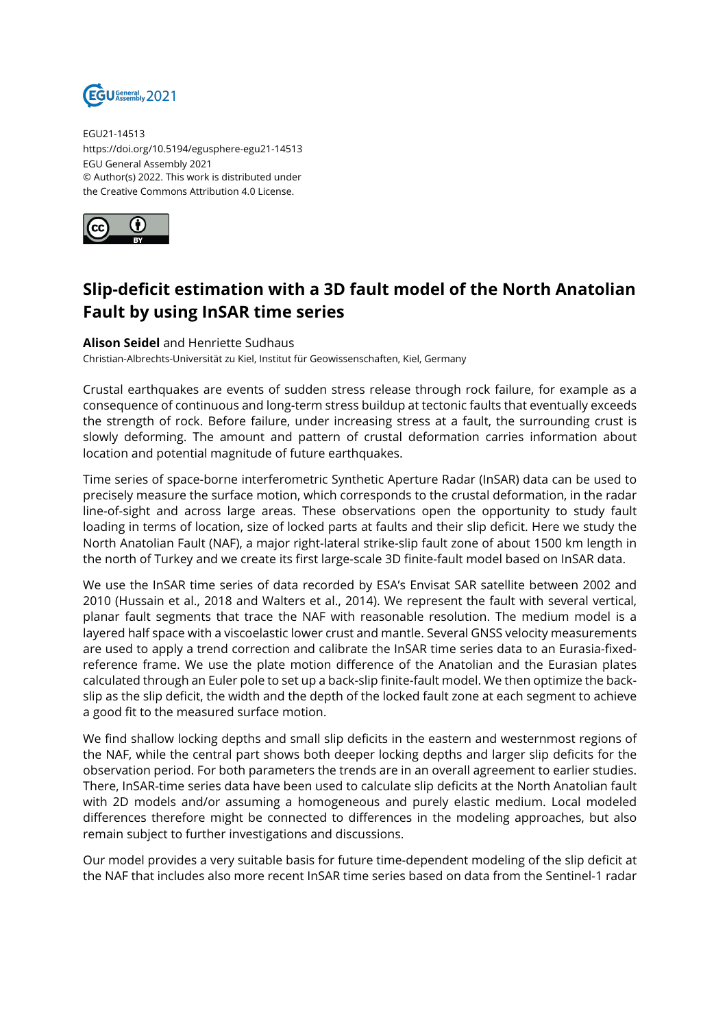EGU21-14513
https://doi.org/10.5194/egusphere-egu21-14513
EGU General Assembly 2021
© Author(s) 2022. This work is distributed under
the Creative Commons Attribution 4.0 License.

# Slip-deficit estimation with a 3D fault model of the North Anatolian Fault by using InSAR time series

**Alison Seidel** and Henriette Sudhaus
Christian-Albrechts-Universität zu Kiel, Institut für Geowissenschaften, Kiel, Germany

Crustal earthquakes are events of sudden stress release through rock failure, for example as a consequence of continuous and long-term stress buildup at tectonic faults that eventually exceeds the strength of rock. Before failure, under increasing stress at a fault, the surrounding crust is slowly deforming. The amount and pattern of crustal deformation carries information about location and potential magnitude of future earthquakes.

Time series of space-borne interferometric Synthetic Aperture Radar (InSAR) data can be used to precisely measure the surface motion, which corresponds to the crustal deformation, in the radar line-of-sight and across large areas. These observations open the opportunity to study fault loading in terms of location, size of locked parts at faults and their slip deficit. Here we study the North Anatolian Fault (NAF), a major right-lateral strike-slip fault zone of about 1500 km length in the north of Turkey and we create its first large-scale 3D finite-fault model based on InSAR data.

We use the InSAR time series of data recorded by ESA's Envisat SAR satellite between 2002 and 2010 (Hussain et al., 2018 and Walters et al., 2014). We represent the fault with several vertical, planar fault segments that trace the NAF with reasonable resolution. The medium model is a layered half space with a viscoelastic lower crust and mantle. Several GNSS velocity measurements are used to apply a trend correction and calibrate the InSAR time series data to an Eurasia-fixed-reference frame. We use the plate motion difference of the Anatolian and the Eurasian plates calculated through an Euler pole to set up a back-slip finite-fault model. We then optimize the back-slip as the slip deficit, the width and the depth of the locked fault zone at each segment to achieve a good fit to the measured surface motion.

We find shallow locking depths and small slip deficits in the eastern and westernmost regions of the NAF, while the central part shows both deeper locking depths and larger slip deficits for the observation period. For both parameters the trends are in an overall agreement to earlier studies. There, InSAR-time series data have been used to calculate slip deficits at the North Anatolian fault with 2D models and/or assuming a homogeneous and purely elastic medium. Local modeled differences therefore might be connected to differences in the modeling approaches, but also remain subject to further investigations and discussions.

Our model provides a very suitable basis for future time-dependent modeling of the slip deficit at the NAF that includes also more recent InSAR time series based on data from the Sentinel-1 radar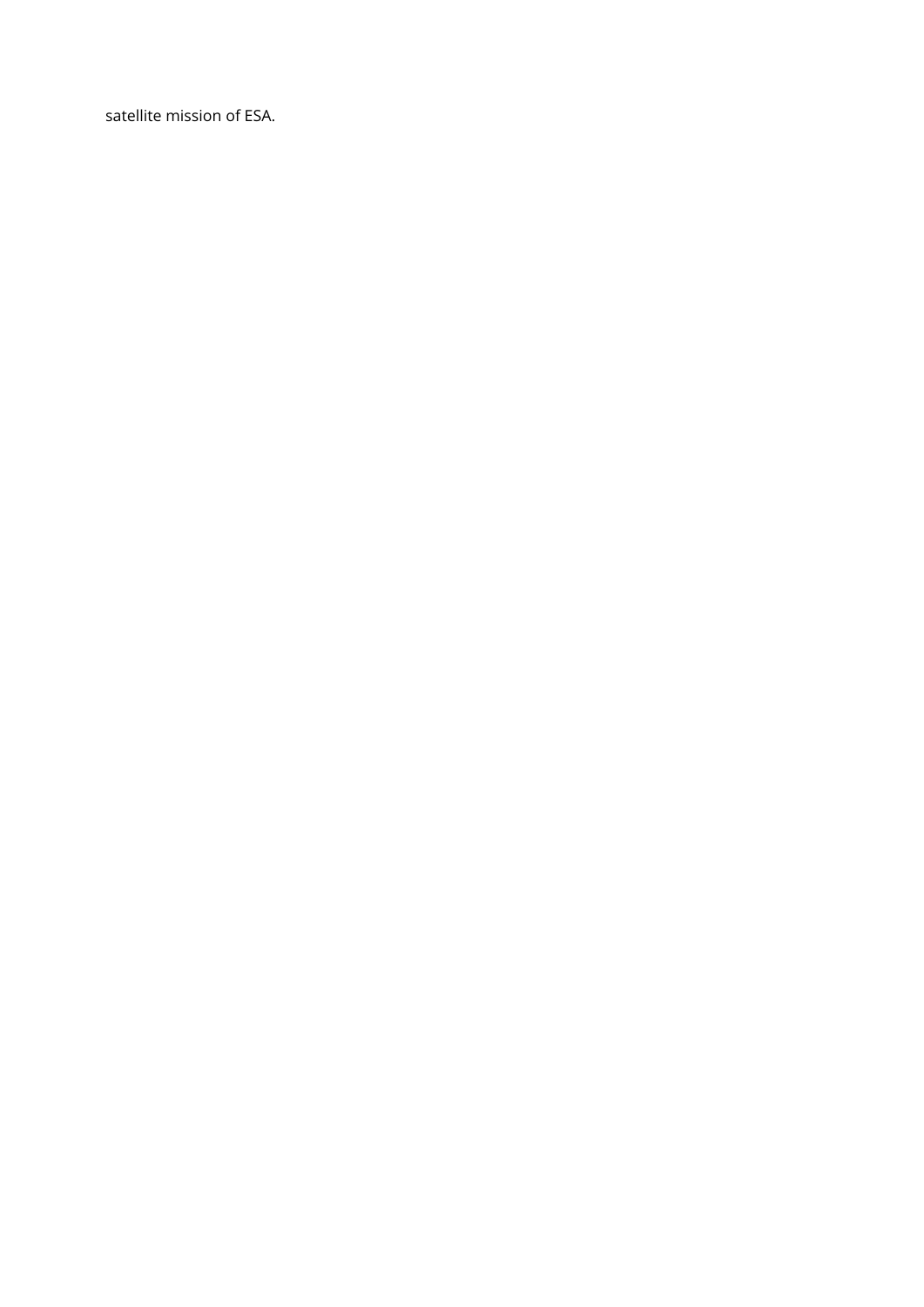satellite mission of ESA.